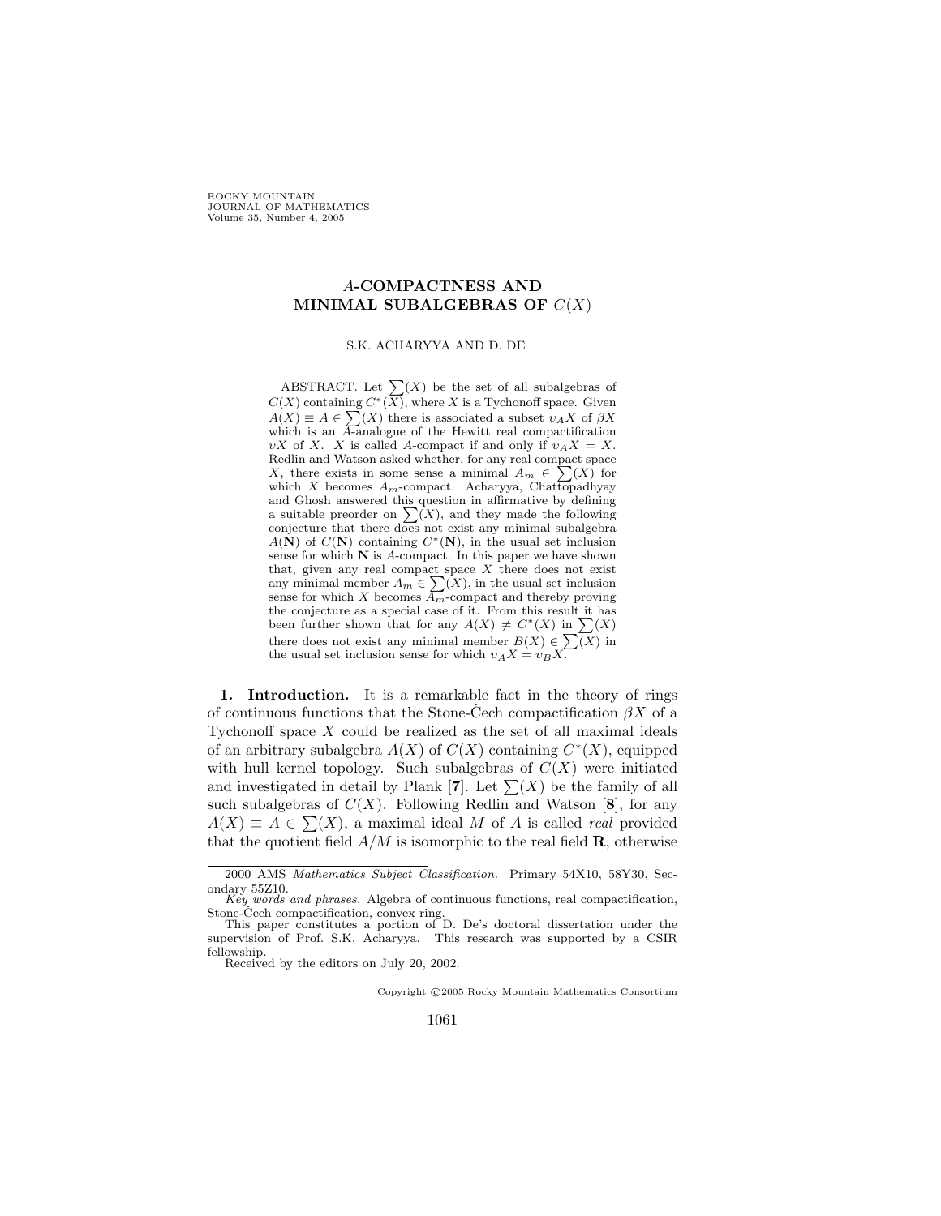# $A$-COMPACTNESS AND MINIMAL SUBALGEBRAS OF $C(X)$

S.K. ACHARYYA AND D. DE

ABSTRACT. Let $\sum(X)$ be the set of all subalgebras of $C(X)$ containing $C^*(X)$, where $X$ is a Tychonoff space. Given $A(X) \equiv A \in \sum(X)$ there is associated a subset $\upsilon_A X$ of $\beta X$ which is an $A$-analogue of the Hewitt real compactification $\upsilon X$ of $X$. $X$ is called $A$-compact if and only if $\upsilon_A X = X$. Redlin and Watson asked whether, for any real compact space $X$, there exists in some sense a minimal $A_m \in \sum(X)$ for which $X$ becomes $A_m$-compact. Acharyya, Chattopadhyay and Ghosh answered this question in affirmative by defining a suitable preorder on $\sum(X)$, and they made the following conjecture that there does not exist any minimal subalgebra $A(\mathbf{N})$ of $C(\mathbf{N})$ containing $C^*(\mathbf{N})$, in the usual set inclusion sense for which $\mathbf{N}$ is $A$-compact. In this paper we have shown that, given any real compact space $X$ there does not exist any minimal member $A_m \in \sum(X)$, in the usual set inclusion sense for which $X$ becomes $A_m$-compact and thereby proving the conjecture as a special case of it. From this result it has been further shown that for any $A(X) \neq C^*(X)$ in $\sum(X)$ there does not exist any minimal member $B(X) \in \sum(X)$ in the usual set inclusion sense for which $\upsilon_A X = \upsilon_B X$.

**1. Introduction.** It is a remarkable fact in the theory of rings of continuous functions that the Stone-Čech compactification $\beta X$ of a Tychonoff space $X$ could be realized as the set of all maximal ideals of an arbitrary subalgebra $A(X)$ of $C(X)$ containing $C^*(X)$, equipped with hull kernel topology. Such subalgebras of $C(X)$ were initiated and investigated in detail by Plank [**7**]. Let $\sum(X)$ be the family of all such subalgebras of $C(X)$. Following Redlin and Watson [**8**], for any $A(X) \equiv A \in \sum(X)$, a maximal ideal $M$ of $A$ is called *real* provided that the quotient field $A/M$ is isomorphic to the real field $\mathbf{R}$, otherwise

---

2000 AMS *Mathematics Subject Classification.* Primary 54X10, 58Y30, Secondary 55Z10.

*Key words and phrases.* Algebra of continuous functions, real compactification, Stone-Čech compactification, convex ring.

This paper constitutes a portion of D. De's doctoral dissertation under the supervision of Prof. S.K. Acharyya. This research was supported by a CSIR fellowship.

Received by the editors on July 20, 2002.

Copyright ©2005 Rocky Mountain Mathematics Consortium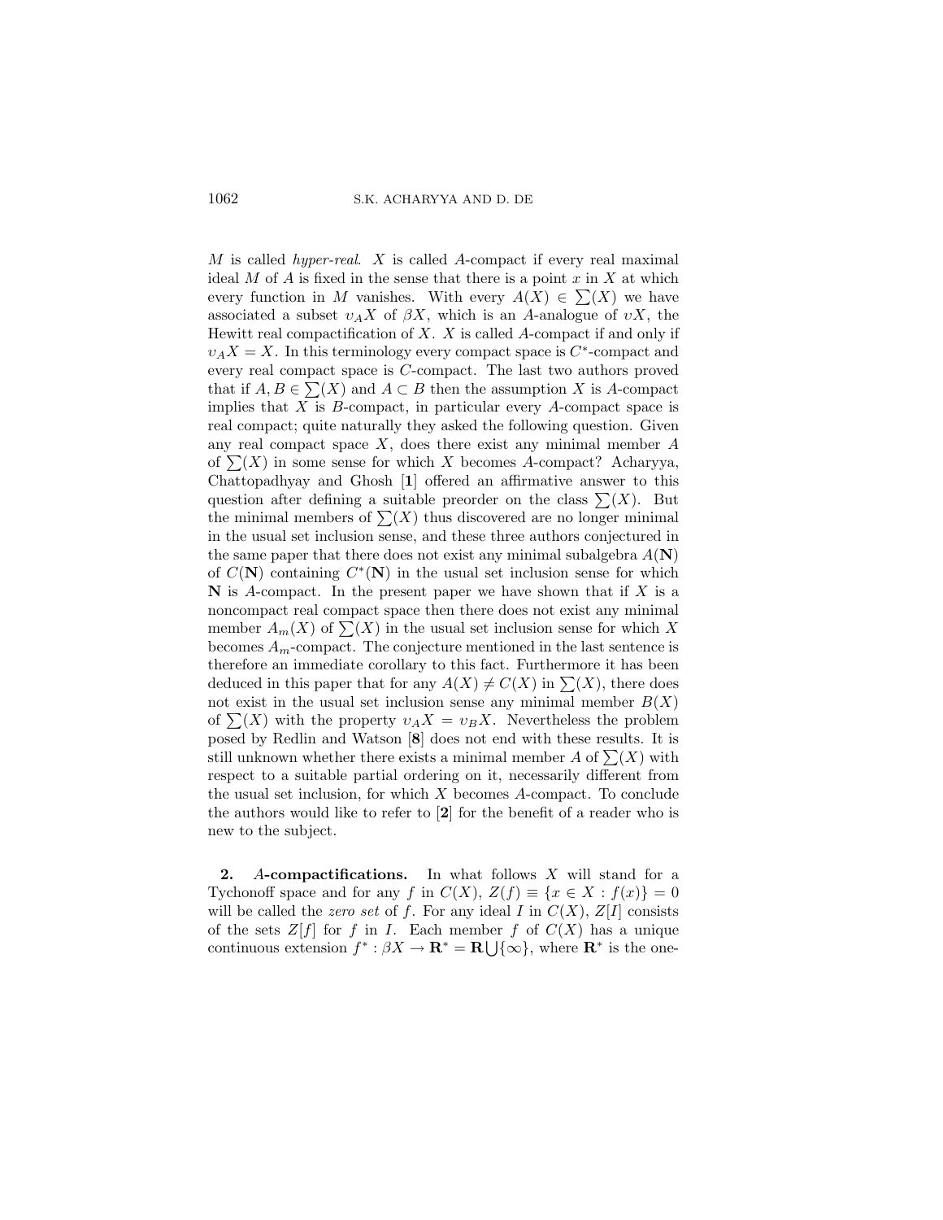$M$ is called *hyper-real*. $X$ is called $A$-compact if every real maximal ideal $M$ of $A$ is fixed in the sense that there is a point $x$ in $X$ at which every function in $M$ vanishes. With every $A(X) \in \sum(X)$ we have associated a subset $\upsilon_A X$ of $\beta X$, which is an $A$-analogue of $\upsilon X$, the Hewitt real compactification of $X$. $X$ is called $A$-compact if and only if $\upsilon_A X = X$. In this terminology every compact space is $C^*$-compact and every real compact space is $C$-compact. The last two authors proved that if $A, B \in \sum(X)$ and $A \subset B$ then the assumption $X$ is $A$-compact implies that $X$ is $B$-compact, in particular every $A$-compact space is real compact; quite naturally they asked the following question. Given any real compact space $X$, does there exist any minimal member $A$ of $\sum(X)$ in some sense for which $X$ becomes $A$-compact? Acharyya, Chattopadhyay and Ghosh [**1**] offered an affirmative answer to this question after defining a suitable preorder on the class $\sum(X)$. But the minimal members of $\sum(X)$ thus discovered are no longer minimal in the usual set inclusion sense, and these three authors conjectured in the same paper that there does not exist any minimal subalgebra $A(\mathbf{N})$ of $C(\mathbf{N})$ containing $C^*(\mathbf{N})$ in the usual set inclusion sense for which $\mathbf{N}$ is $A$-compact. In the present paper we have shown that if $X$ is a noncompact real compact space then there does not exist any minimal member $A_m(X)$ of $\sum(X)$ in the usual set inclusion sense for which $X$ becomes $A_m$-compact. The conjecture mentioned in the last sentence is therefore an immediate corollary to this fact. Furthermore it has been deduced in this paper that for any $A(X) \neq C(X)$ in $\sum(X)$, there does not exist in the usual set inclusion sense any minimal member $B(X)$ of $\sum(X)$ with the property $\upsilon_A X = \upsilon_B X$. Nevertheless the problem posed by Redlin and Watson [**8**] does not end with these results. It is still unknown whether there exists a minimal member $A$ of $\sum(X)$ with respect to a suitable partial ordering on it, necessarily different from the usual set inclusion, for which $X$ becomes $A$-compact. To conclude the authors would like to refer to [**2**] for the benefit of a reader who is new to the subject.

**2.** ***A*-compactifications.** In what follows $X$ will stand for a Tychonoff space and for any $f$ in $C(X)$, $Z(f) \equiv \{x \in X : f(x)\} = 0$ will be called the *zero set* of $f$. For any ideal $I$ in $C(X)$, $Z[I]$ consists of the sets $Z[f]$ for $f$ in $I$. Each member $f$ of $C(X)$ has a unique continuous extension $f^* : \beta X \to \mathbf{R}^* = \mathbf{R} \bigcup \{\infty\}$, where $\mathbf{R}^*$ is the one-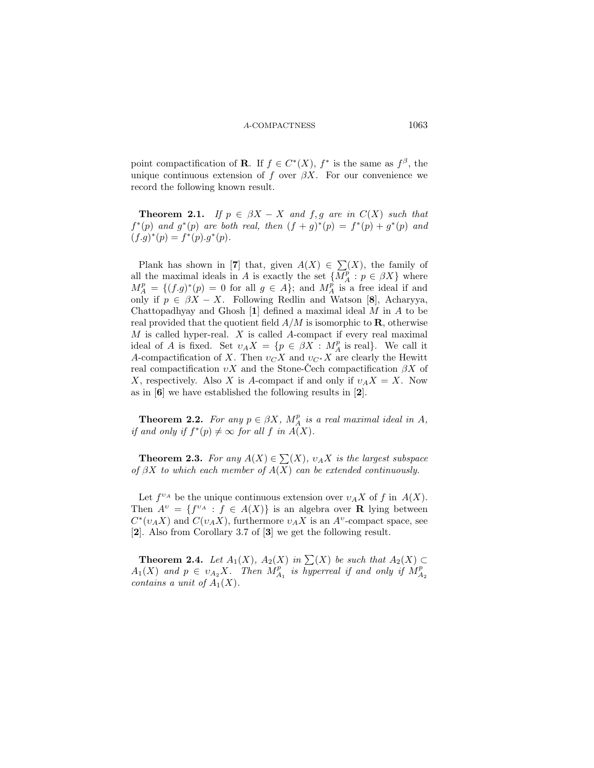point compactification of $\mathbf{R}$. If $f \in C^*(X)$, $f^*$ is the same as $f^\beta$, the unique continuous extension of $f$ over $\beta X$. For our convenience we record the following known result.

**Theorem 2.1.** *If $p \in \beta X - X$ and $f, g$ are in $C(X)$ such that $f^*(p)$ and $g^*(p)$ are both real, then $(f+g)^*(p) = f^*(p) + g^*(p)$ and $(f.g)^*(p) = f^*(p).g^*(p)$.*

Plank has shown in [**7**] that, given $A(X) \in \sum(X)$, the family of all the maximal ideals in $A$ is exactly the set $\{M_A^p : p \in \beta X\}$ where $M_A^p = \{(f.g)^*(p) = 0 \text{ for all } g \in A\}$; and $M_A^p$ is a free ideal if and only if $p \in \beta X - X$. Following Redlin and Watson [**8**], Acharyya, Chattopadhyay and Ghosh [**1**] defined a maximal ideal $M$ in $A$ to be real provided that the quotient field $A/M$ is isomorphic to $\mathbf{R}$, otherwise $M$ is called hyper-real. $X$ is called $A$-compact if every real maximal ideal of $A$ is fixed. Set $\upsilon_A X = \{p \in \beta X : M_A^p \text{ is real}\}$. We call it $A$-compactification of $X$. Then $\upsilon_C X$ and $\upsilon_{C^*} X$ are clearly the Hewitt real compactification $\upsilon X$ and the Stone-Čech compactification $\beta X$ of $X$, respectively. Also $X$ is $A$-compact if and only if $\upsilon_A X = X$. Now as in [**6**] we have established the following results in [**2**].

**Theorem 2.2.** *For any $p \in \beta X$, $M_A^p$ is a real maximal ideal in $A$, if and only if $f^*(p) \neq \infty$ for all $f$ in $A(X)$.*

**Theorem 2.3.** *For any $A(X) \in \sum(X)$, $\upsilon_A X$ is the largest subspace of $\beta X$ to which each member of $A(X)$ can be extended continuously.*

Let $f^{\upsilon_A}$ be the unique continuous extension over $\upsilon_A X$ of $f$ in $A(X)$. Then $A^\upsilon = \{f^{\upsilon_A} : f \in A(X)\}$ is an algebra over $\mathbf{R}$ lying between $C^*(\upsilon_A X)$ and $C(\upsilon_A X)$, furthermore $\upsilon_A X$ is an $A^\upsilon$-compact space, see [**2**]. Also from Corollary 3.7 of [**3**] we get the following result.

**Theorem 2.4.** *Let $A_1(X)$, $A_2(X)$ in $\sum(X)$ be such that $A_2(X) \subset A_1(X)$ and $p \in \upsilon_{A_2} X$. Then $M_{A_1}^p$ is hyperreal if and only if $M_{A_2}^p$ contains a unit of $A_1(X)$.*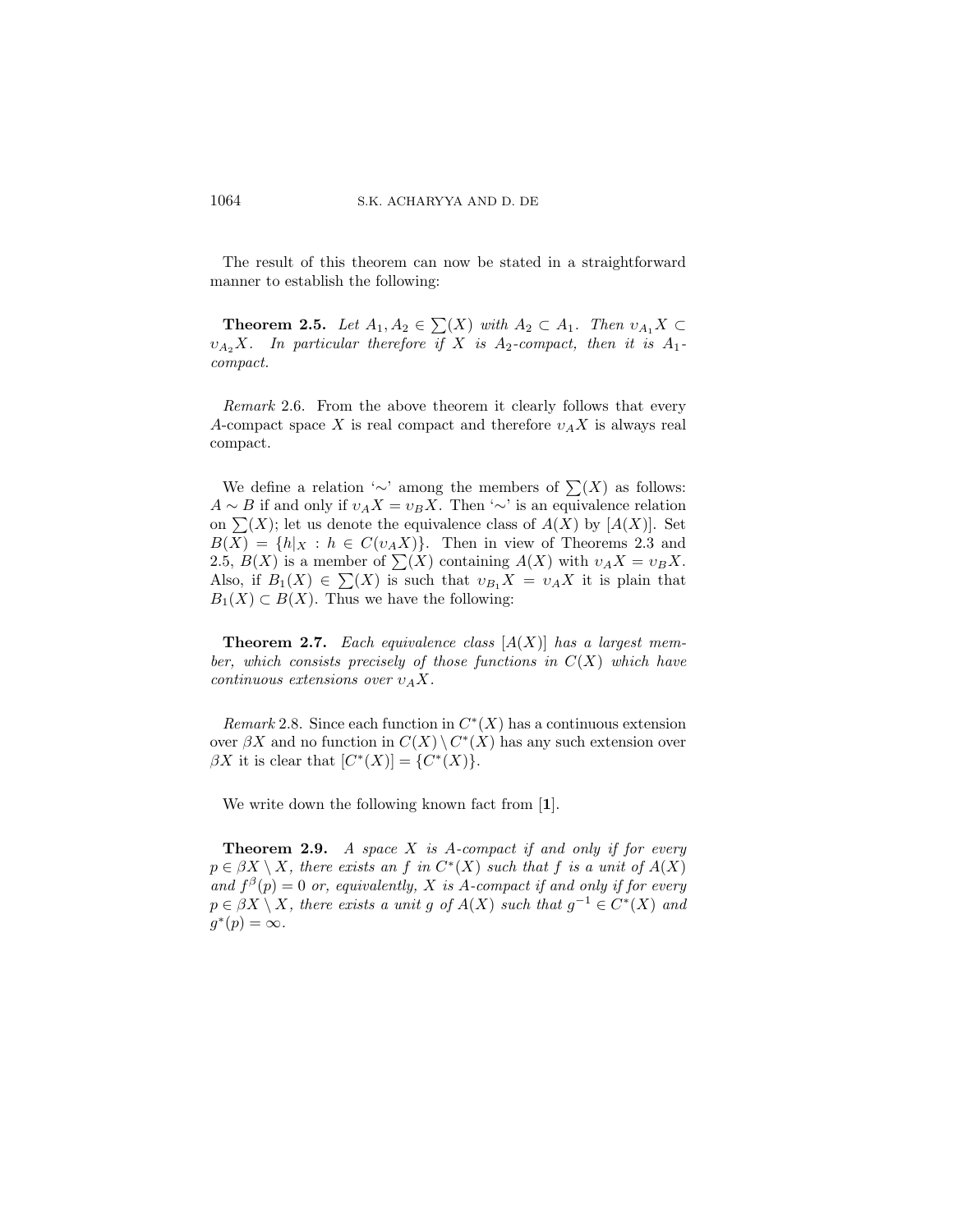The result of this theorem can now be stated in a straightforward manner to establish the following:

**Theorem 2.5.** *Let $A_1, A_2 \in \sum(X)$ with $A_2 \subset A_1$. Then $\upsilon_{A_1}X \subset \upsilon_{A_2}X$. In particular therefore if $X$ is $A_2$-compact, then it is $A_1$-compact.*

*Remark* 2.6. From the above theorem it clearly follows that every $A$-compact space $X$ is real compact and therefore $\upsilon_A X$ is always real compact.

We define a relation '$\sim$' among the members of $\sum(X)$ as follows: $A \sim B$ if and only if $\upsilon_A X = \upsilon_B X$. Then '$\sim$' is an equivalence relation on $\sum(X)$; let us denote the equivalence class of $A(X)$ by $[A(X)]$. Set $B(X) = \{h|_X : h \in C(\upsilon_A X)\}$. Then in view of Theorems 2.3 and 2.5, $B(X)$ is a member of $\sum(X)$ containing $A(X)$ with $\upsilon_A X = \upsilon_B X$. Also, if $B_1(X) \in \sum(X)$ is such that $\upsilon_{B_1} X = \upsilon_A X$ it is plain that $B_1(X) \subset B(X)$. Thus we have the following:

**Theorem 2.7.** *Each equivalence class $[A(X)]$ has a largest member, which consists precisely of those functions in $C(X)$ which have continuous extensions over $\upsilon_A X$.*

*Remark* 2.8. Since each function in $C^*(X)$ has a continuous extension over $\beta X$ and no function in $C(X) \setminus C^*(X)$ has any such extension over $\beta X$ it is clear that $[C^*(X)] = \{C^*(X)\}$.

We write down the following known fact from [**1**].

**Theorem 2.9.** *A space $X$ is $A$-compact if and only if for every $p \in \beta X \setminus X$, there exists an $f$ in $C^*(X)$ such that $f$ is a unit of $A(X)$ and $f^\beta(p) = 0$ or, equivalently, $X$ is $A$-compact if and only if for every $p \in \beta X \setminus X$, there exists a unit $g$ of $A(X)$ such that $g^{-1} \in C^*(X)$ and $g^*(p) = \infty$.*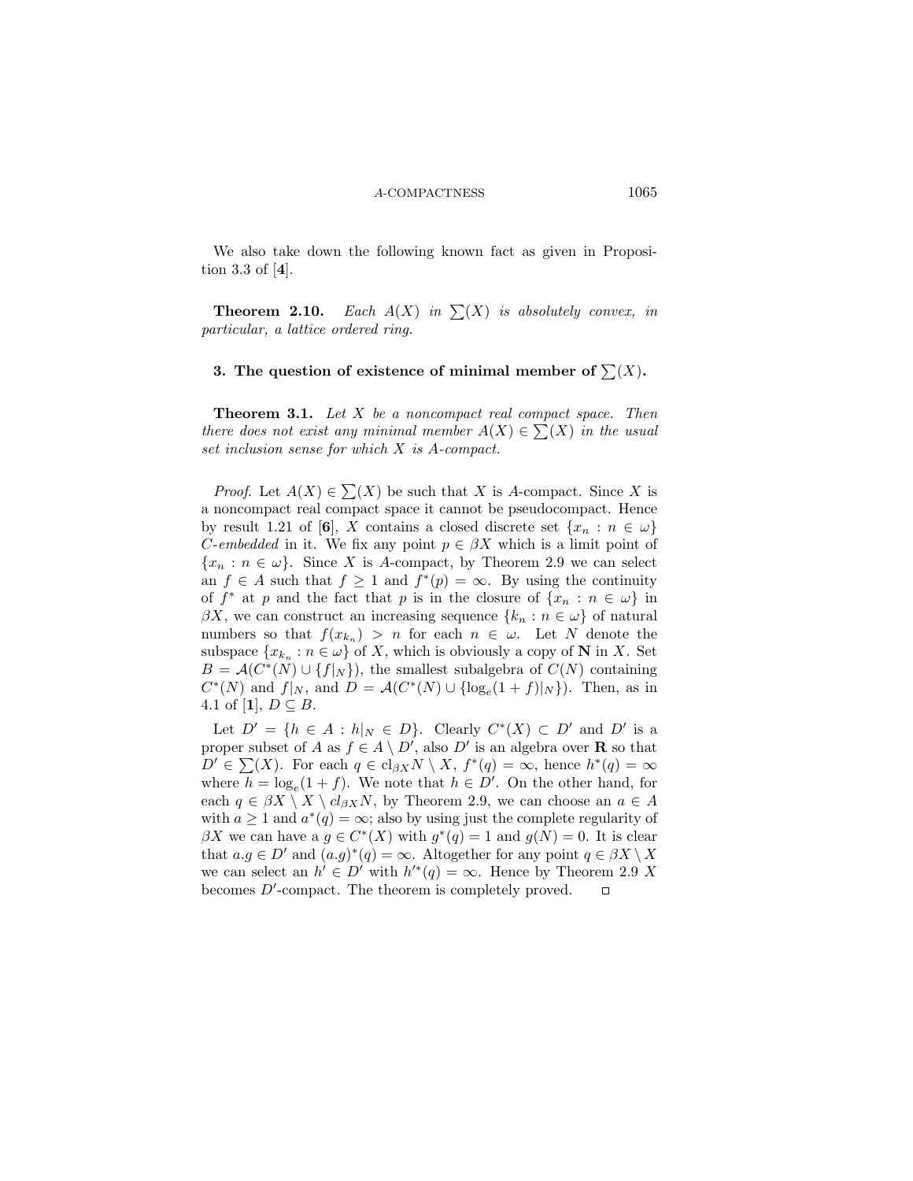We also take down the following known fact as given in Proposition 3.3 of [**4**].

**Theorem 2.10.** *Each $A(X)$ in $\sum(X)$ is absolutely convex, in particular, a lattice ordered ring.*

## 3. The question of existence of minimal member of $\sum(X)$.

**Theorem 3.1.** *Let $X$ be a noncompact real compact space. Then there does not exist any minimal member $A(X) \in \sum(X)$ in the usual set inclusion sense for which $X$ is $A$-compact.*

*Proof.* Let $A(X) \in \sum(X)$ be such that $X$ is $A$-compact. Since $X$ is a noncompact real compact space it cannot be pseudocompact. Hence by result 1.21 of [**6**], $X$ contains a closed discrete set $\{x_n : n \in \omega\}$ *C-embedded* in it. We fix any point $p \in \beta X$ which is a limit point of $\{x_n : n \in \omega\}$. Since $X$ is $A$-compact, by Theorem 2.9 we can select an $f \in A$ such that $f \geq 1$ and $f^*(p) = \infty$. By using the continuity of $f^*$ at $p$ and the fact that $p$ is in the closure of $\{x_n : n \in \omega\}$ in $\beta X$, we can construct an increasing sequence $\{k_n : n \in \omega\}$ of natural numbers so that $f(x_{k_n}) > n$ for each $n \in \omega$. Let $N$ denote the subspace $\{x_{k_n} : n \in \omega\}$ of $X$, which is obviously a copy of $\mathbf{N}$ in $X$. Set $B = \mathcal{A}(C^*(N) \cup \{f|_N\})$, the smallest subalgebra of $C(N)$ containing $C^*(N)$ and $f|_N$, and $D = \mathcal{A}(C^*(N) \cup \{\log_e(1+f)|_N\})$. Then, as in 4.1 of [**1**], $D \subseteq B$.

Let $D' = \{h \in A : h|_N \in D\}$. Clearly $C^*(X) \subset D'$ and $D'$ is a proper subset of $A$ as $f \in A \setminus D'$, also $D'$ is an algebra over $\mathbf{R}$ so that $D' \in \sum(X)$. For each $q \in \mathrm{cl}_{\beta X} N \setminus X$, $f^*(q) = \infty$, hence $h^*(q) = \infty$ where $h = \log_e(1+f)$. We note that $h \in D'$. On the other hand, for each $q \in \beta X \setminus X \setminus cl_{\beta X} N$, by Theorem 2.9, we can choose an $a \in A$ with $a \geq 1$ and $a^*(q) = \infty$; also by using just the complete regularity of $\beta X$ we can have a $g \in C^*(X)$ with $g^*(q) = 1$ and $g(N) = 0$. It is clear that $a.g \in D'$ and $(a.g)^*(q) = \infty$. Altogether for any point $q \in \beta X \setminus X$ we can select an $h' \in D'$ with $h'^*(q) = \infty$. Hence by Theorem 2.9 $X$ becomes $D'$-compact. The theorem is completely proved. $\square$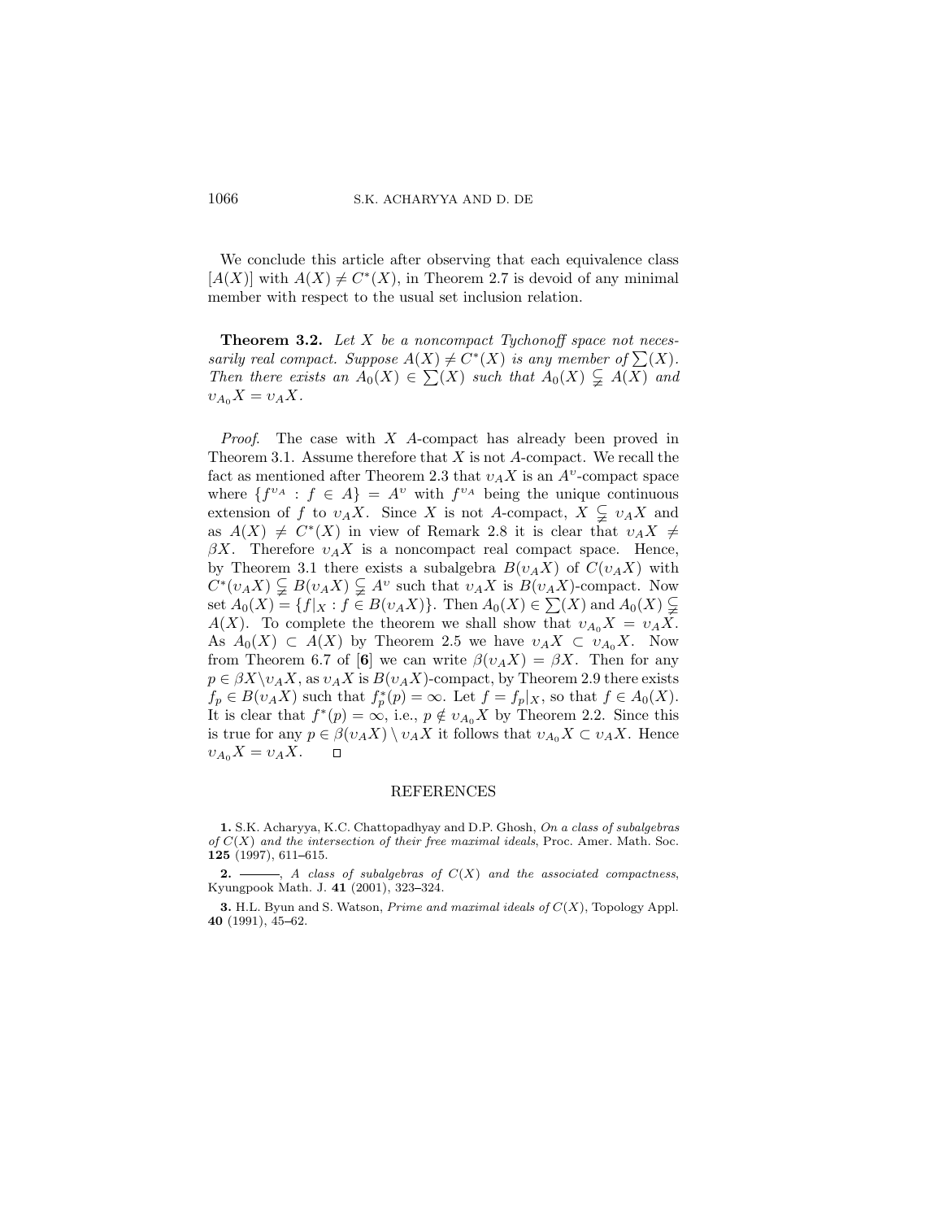We conclude this article after observing that each equivalence class $[A(X)]$ with $A(X) \neq C^*(X)$, in Theorem 2.7 is devoid of any minimal member with respect to the usual set inclusion relation.

**Theorem 3.2.** *Let $X$ be a noncompact Tychonoff space not necessarily real compact. Suppose $A(X) \neq C^*(X)$ is any member of $\sum(X)$. Then there exists an $A_0(X) \in \sum(X)$ such that $A_0(X) \subsetneqq A(X)$ and $\upsilon_{A_0}X = \upsilon_A X$.*

*Proof.* The case with $X$ $A$-compact has already been proved in Theorem 3.1. Assume therefore that $X$ is not $A$-compact. We recall the fact as mentioned after Theorem 2.3 that $\upsilon_A X$ is an $A^\upsilon$-compact space where $\{f^{\upsilon_A} : f \in A\} = A^\upsilon$ with $f^{\upsilon_A}$ being the unique continuous extension of $f$ to $\upsilon_A X$. Since $X$ is not $A$-compact, $X \subsetneqq \upsilon_A X$ and as $A(X) \neq C^*(X)$ in view of Remark 2.8 it is clear that $\upsilon_A X \neq \beta X$. Therefore $\upsilon_A X$ is a noncompact real compact space. Hence, by Theorem 3.1 there exists a subalgebra $B(\upsilon_A X)$ of $C(\upsilon_A X)$ with $C^*(\upsilon_A X) \subsetneqq B(\upsilon_A X) \subsetneqq A^\upsilon$ such that $\upsilon_A X$ is $B(\upsilon_A X)$-compact. Now set $A_0(X) = \{f|_X : f \in B(\upsilon_A X)\}$. Then $A_0(X) \in \sum(X)$ and $A_0(X) \subsetneqq A(X)$. To complete the theorem we shall show that $\upsilon_{A_0}X = \upsilon_A X$. As $A_0(X) \subset A(X)$ by Theorem 2.5 we have $\upsilon_A X \subset \upsilon_{A_0}X$. Now from Theorem 6.7 of [**6**] we can write $\beta(\upsilon_A X) = \beta X$. Then for any $p \in \beta X \backslash \upsilon_A X$, as $\upsilon_A X$ is $B(\upsilon_A X)$-compact, by Theorem 2.9 there exists $f_p \in B(\upsilon_A X)$ such that $f_p^*(p) = \infty$. Let $f = f_p|_X$, so that $f \in A_0(X)$. It is clear that $f^*(p) = \infty$, i.e., $p \notin \upsilon_{A_0}X$ by Theorem 2.2. Since this is true for any $p \in \beta(\upsilon_A X) \setminus \upsilon_A X$ it follows that $\upsilon_{A_0}X \subset \upsilon_A X$. Hence $\upsilon_{A_0}X = \upsilon_A X$. □

## REFERENCES

**1.** S.K. Acharyya, K.C. Chattopadhyay and D.P. Ghosh, *On a class of subalgebras of $C(X)$ and the intersection of their free maximal ideals*, Proc. Amer. Math. Soc. **125** (1997), 611–615.

**2.** ———, *A class of subalgebras of $C(X)$ and the associated compactness*, Kyungpook Math. J. **41** (2001), 323–324.

**3.** H.L. Byun and S. Watson, *Prime and maximal ideals of $C(X)$*, Topology Appl. **40** (1991), 45–62.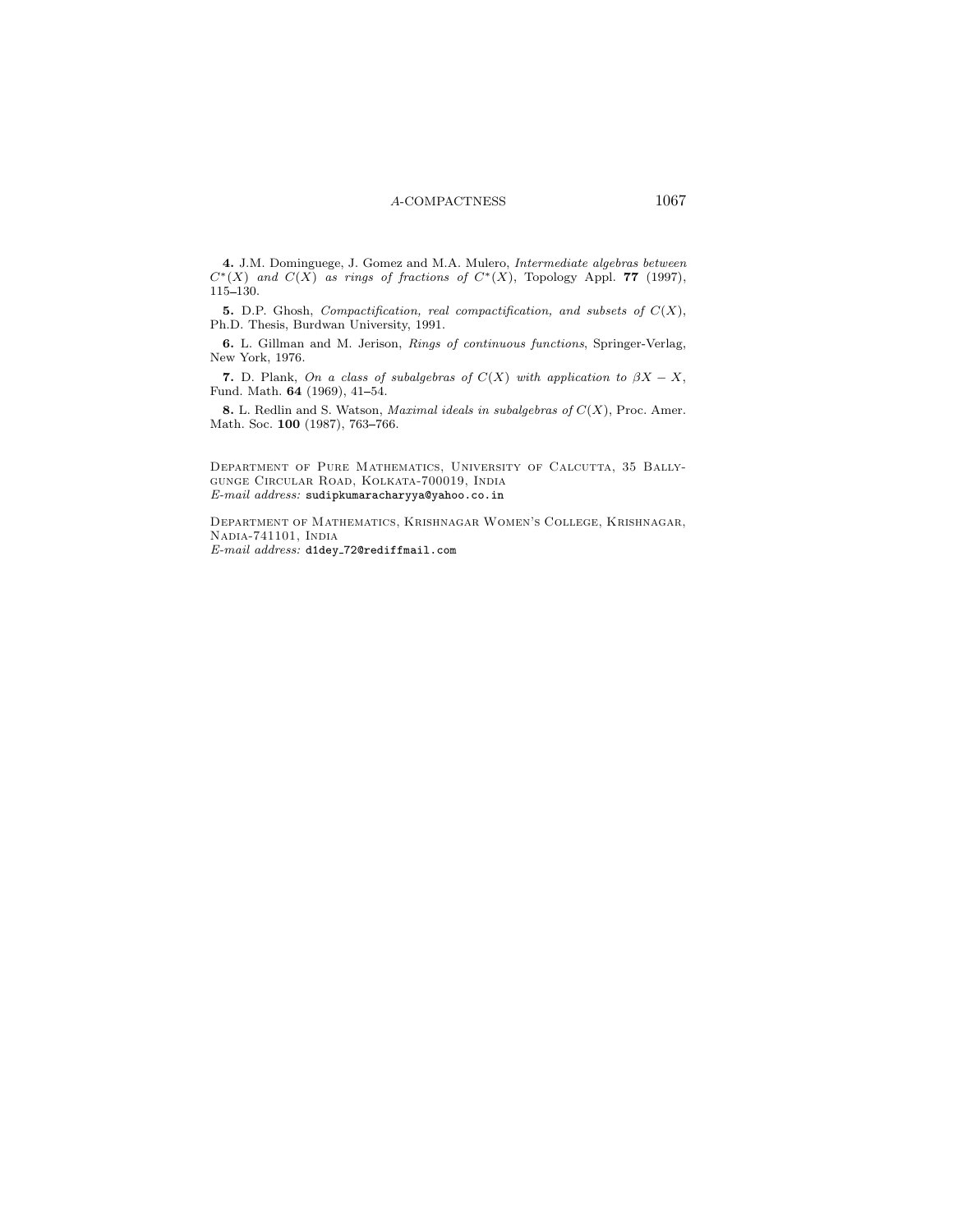**4.** J.M. Dominguege, J. Gomez and M.A. Mulero, *Intermediate algebras between $C^*(X)$ and $C(X)$ as rings of fractions of $C^*(X)$*, Topology Appl. **77** (1997), 115–130.

**5.** D.P. Ghosh, *Compactification, real compactification, and subsets of $C(X)$*, Ph.D. Thesis, Burdwan University, 1991.

**6.** L. Gillman and M. Jerison, *Rings of continuous functions*, Springer-Verlag, New York, 1976.

**7.** D. Plank, *On a class of subalgebras of $C(X)$ with application to $\beta X - X$*, Fund. Math. **64** (1969), 41–54.

**8.** L. Redlin and S. Watson, *Maximal ideals in subalgebras of $C(X)$*, Proc. Amer. Math. Soc. **100** (1987), 763–766.

Department of Pure Mathematics, University of Calcutta, 35 Ballygunge Circular Road, Kolkata-700019, India
*E-mail address:* sudipkumaracharyya@yahoo.co.in

Department of Mathematics, Krishnagar Women's College, Krishnagar, Nadia-741101, India
*E-mail address:* d1dey_72@rediffmail.com